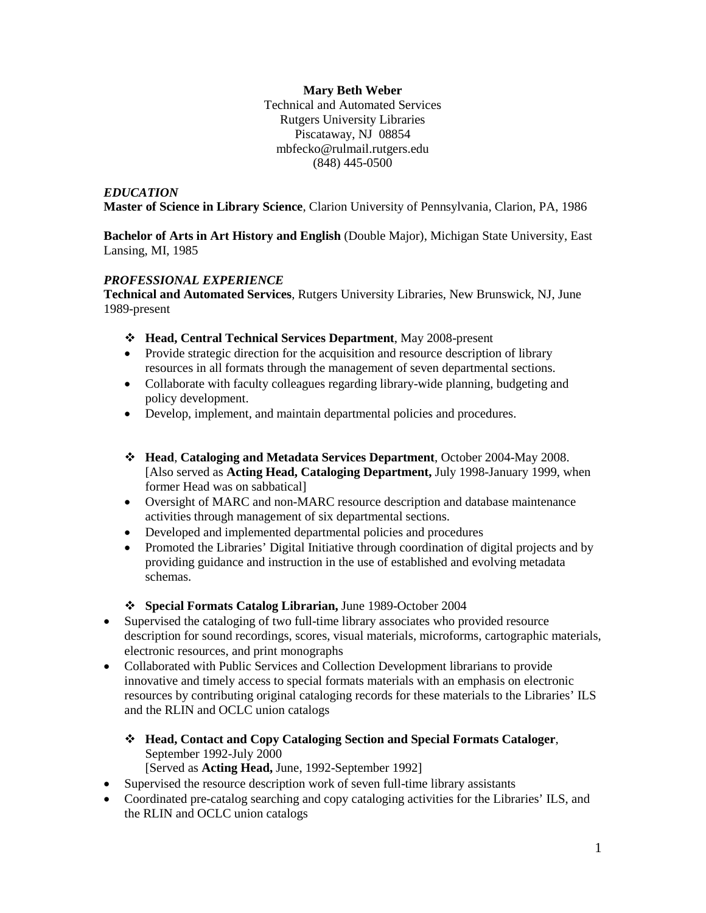**Mary Beth Weber**
Technical and Automated Services
Rutgers University Libraries
Piscataway, NJ 08854
mbfecko@rulmail.rutgers.edu
(848) 445-0500

***EDUCATION***

**Master of Science in Library Science**, Clarion University of Pennsylvania, Clarion, PA, 1986

**Bachelor of Arts in Art History and English** (Double Major), Michigan State University, East Lansing, MI, 1985

***PROFESSIONAL EXPERIENCE***

**Technical and Automated Services**, Rutgers University Libraries, New Brunswick, NJ, June 1989-present

- **Head, Central Technical Services Department**, May 2008-present
  - Provide strategic direction for the acquisition and resource description of library resources in all formats through the management of seven departmental sections.
  - Collaborate with faculty colleagues regarding library-wide planning, budgeting and policy development.
  - Develop, implement, and maintain departmental policies and procedures.

- **Head**, **Cataloging and Metadata Services Department**, October 2004-May 2008. [Also served as **Acting Head, Cataloging Department,** July 1998-January 1999, when former Head was on sabbatical]
  - Oversight of MARC and non-MARC resource description and database maintenance activities through management of six departmental sections.
  - Developed and implemented departmental policies and procedures
  - Promoted the Libraries' Digital Initiative through coordination of digital projects and by providing guidance and instruction in the use of established and evolving metadata schemas.

- **Special Formats Catalog Librarian,** June 1989-October 2004
  - Supervised the cataloging of two full-time library associates who provided resource description for sound recordings, scores, visual materials, microforms, cartographic materials, electronic resources, and print monographs
  - Collaborated with Public Services and Collection Development librarians to provide innovative and timely access to special formats materials with an emphasis on electronic resources by contributing original cataloging records for these materials to the Libraries' ILS and the RLIN and OCLC union catalogs

- **Head, Contact and Copy Cataloging Section and Special Formats Cataloger**, September 1992-July 2000
  [Served as **Acting Head,** June, 1992-September 1992]
  - Supervised the resource description work of seven full-time library assistants
  - Coordinated pre-catalog searching and copy cataloging activities for the Libraries' ILS, and the RLIN and OCLC union catalogs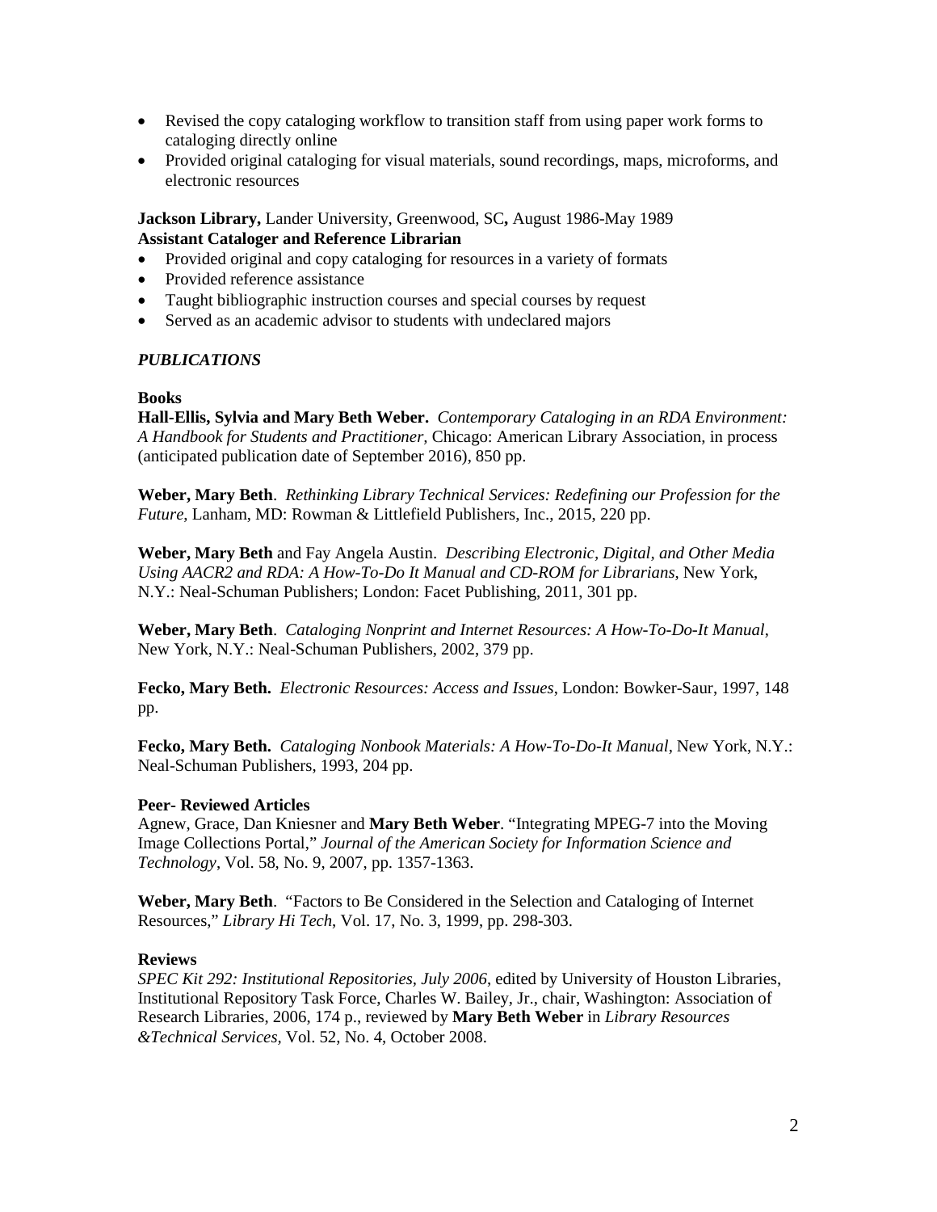- Revised the copy cataloging workflow to transition staff from using paper work forms to cataloging directly online
- Provided original cataloging for visual materials, sound recordings, maps, microforms, and electronic resources

**Jackson Library,** Lander University, Greenwood, SC**,** August 1986-May 1989
**Assistant Cataloger and Reference Librarian**

- Provided original and copy cataloging for resources in a variety of formats
- Provided reference assistance
- Taught bibliographic instruction courses and special courses by request
- Served as an academic advisor to students with undeclared majors

## *PUBLICATIONS*

### Books

**Hall-Ellis, Sylvia and Mary Beth Weber.** *Contemporary Cataloging in an RDA Environment: A Handbook for Students and Practitioner,* Chicago: American Library Association, in process (anticipated publication date of September 2016), 850 pp.

**Weber, Mary Beth**. *Rethinking Library Technical Services: Redefining our Profession for the Future,* Lanham, MD: Rowman & Littlefield Publishers, Inc., 2015, 220 pp.

**Weber, Mary Beth** and Fay Angela Austin. *Describing Electronic, Digital, and Other Media Using AACR2 and RDA: A How-To-Do It Manual and CD-ROM for Librarians*, New York, N.Y.: Neal-Schuman Publishers; London: Facet Publishing, 2011, 301 pp.

**Weber, Mary Beth**. *Cataloging Nonprint and Internet Resources: A How-To-Do-It Manual*, New York, N.Y.: Neal-Schuman Publishers, 2002, 379 pp.

**Fecko, Mary Beth.** *Electronic Resources: Access and Issues*, London: Bowker-Saur, 1997, 148 pp.

**Fecko, Mary Beth.** *Cataloging Nonbook Materials: A How-To-Do-It Manual*, New York, N.Y.: Neal-Schuman Publishers, 1993, 204 pp.

### Peer- Reviewed Articles

Agnew, Grace, Dan Kniesner and **Mary Beth Weber**. "Integrating MPEG-7 into the Moving Image Collections Portal," *Journal of the American Society for Information Science and Technology*, Vol. 58, No. 9, 2007, pp. 1357-1363.

**Weber, Mary Beth**. "Factors to Be Considered in the Selection and Cataloging of Internet Resources," *Library Hi Tech*, Vol. 17, No. 3, 1999, pp. 298-303.

### Reviews

*SPEC Kit 292: Institutional Repositories, July 2006*, edited by University of Houston Libraries, Institutional Repository Task Force, Charles W. Bailey, Jr., chair, Washington: Association of Research Libraries, 2006, 174 p., reviewed by **Mary Beth Weber** in *Library Resources &Technical Services,* Vol. 52, No. 4, October 2008.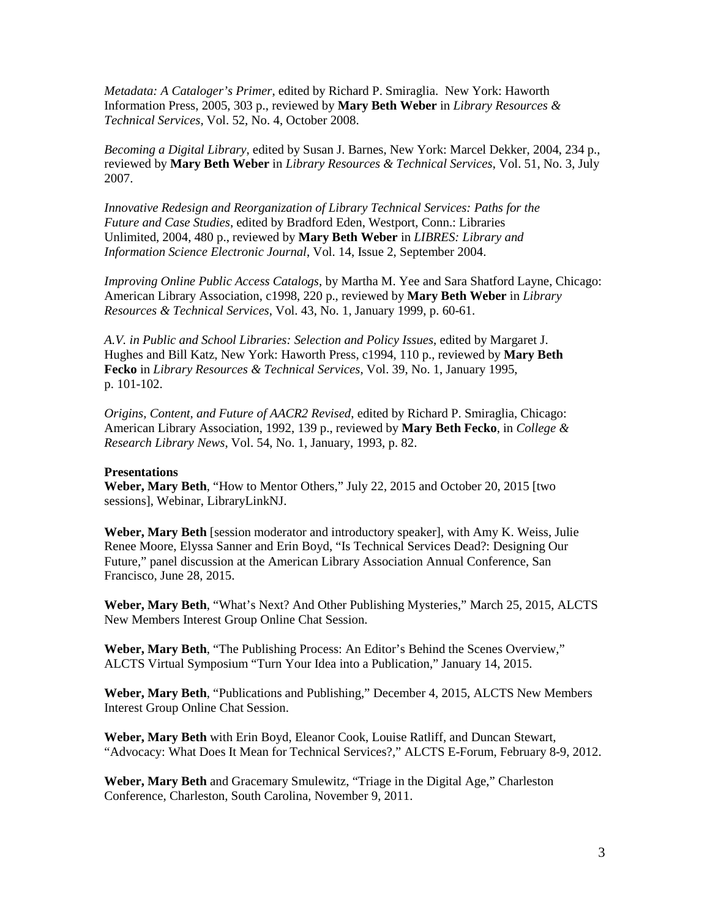*Metadata: A Cataloger's Primer*, edited by Richard P. Smiraglia. New York: Haworth Information Press, 2005, 303 p., reviewed by **Mary Beth Weber** in *Library Resources & Technical Services*, Vol. 52, No. 4, October 2008.

*Becoming a Digital Library*, edited by Susan J. Barnes, New York: Marcel Dekker, 2004, 234 p., reviewed by **Mary Beth Weber** in *Library Resources & Technical Services*, Vol. 51, No. 3, July 2007.

*Innovative Redesign and Reorganization of Library Technical Services: Paths for the Future and Case Studies*, edited by Bradford Eden, Westport, Conn.: Libraries Unlimited, 2004, 480 p., reviewed by **Mary Beth Weber** in *LIBRES: Library and Information Science Electronic Journal*, Vol. 14, Issue 2, September 2004.

*Improving Online Public Access Catalogs*, by Martha M. Yee and Sara Shatford Layne, Chicago: American Library Association, c1998, 220 p., reviewed by **Mary Beth Weber** in *Library Resources & Technical Services*, Vol. 43, No. 1, January 1999, p. 60-61.

*A.V. in Public and School Libraries: Selection and Policy Issues*, edited by Margaret J. Hughes and Bill Katz, New York: Haworth Press, c1994, 110 p., reviewed by **Mary Beth Fecko** in *Library Resources & Technical Services*, Vol. 39, No. 1, January 1995, p. 101-102.

*Origins, Content, and Future of AACR2 Revised*, edited by Richard P. Smiraglia, Chicago: American Library Association, 1992, 139 p., reviewed by **Mary Beth Fecko**, in *College & Research Library News*, Vol. 54, No. 1, January, 1993, p. 82.

**Presentations**

**Weber, Mary Beth**, "How to Mentor Others," July 22, 2015 and October 20, 2015 [two sessions], Webinar, LibraryLinkNJ.

**Weber, Mary Beth** [session moderator and introductory speaker], with Amy K. Weiss, Julie Renee Moore, Elyssa Sanner and Erin Boyd, "Is Technical Services Dead?: Designing Our Future," panel discussion at the American Library Association Annual Conference, San Francisco, June 28, 2015.

**Weber, Mary Beth**, "What's Next? And Other Publishing Mysteries," March 25, 2015, ALCTS New Members Interest Group Online Chat Session.

**Weber, Mary Beth**, "The Publishing Process: An Editor's Behind the Scenes Overview," ALCTS Virtual Symposium "Turn Your Idea into a Publication," January 14, 2015.

**Weber, Mary Beth**, "Publications and Publishing," December 4, 2015, ALCTS New Members Interest Group Online Chat Session.

**Weber, Mary Beth** with Erin Boyd, Eleanor Cook, Louise Ratliff, and Duncan Stewart, "Advocacy: What Does It Mean for Technical Services?," ALCTS E-Forum, February 8-9, 2012.

**Weber, Mary Beth** and Gracemary Smulewitz, "Triage in the Digital Age," Charleston Conference, Charleston, South Carolina, November 9, 2011.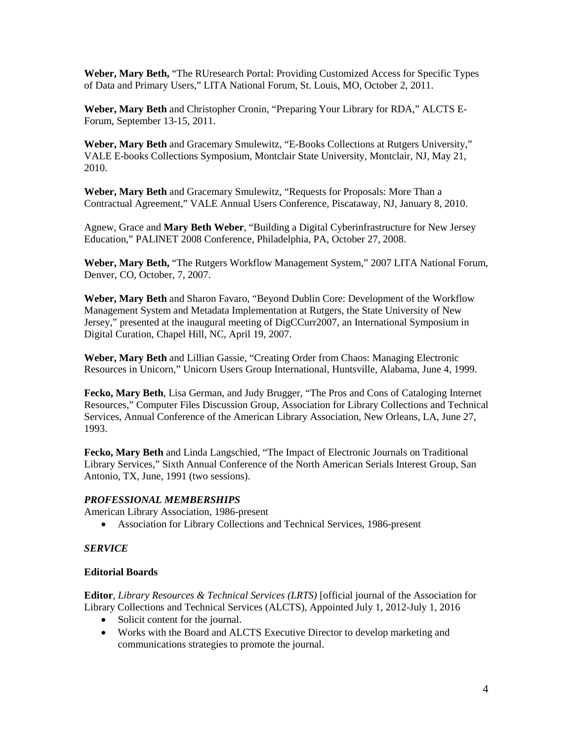**Weber, Mary Beth,** "The RUresearch Portal: Providing Customized Access for Specific Types of Data and Primary Users," LITA National Forum, St. Louis, MO, October 2, 2011.

**Weber, Mary Beth** and Christopher Cronin, "Preparing Your Library for RDA," ALCTS E-Forum, September 13-15, 2011.

**Weber, Mary Beth** and Gracemary Smulewitz, "E-Books Collections at Rutgers University," VALE E-books Collections Symposium, Montclair State University, Montclair, NJ, May 21, 2010.

**Weber, Mary Beth** and Gracemary Smulewitz, "Requests for Proposals: More Than a Contractual Agreement," VALE Annual Users Conference, Piscataway, NJ, January 8, 2010.

Agnew, Grace and **Mary Beth Weber**, "Building a Digital Cyberinfrastructure for New Jersey Education," PALINET 2008 Conference, Philadelphia, PA, October 27, 2008.

**Weber, Mary Beth,** "The Rutgers Workflow Management System," 2007 LITA National Forum, Denver, CO, October, 7, 2007.

**Weber, Mary Beth** and Sharon Favaro, "Beyond Dublin Core: Development of the Workflow Management System and Metadata Implementation at Rutgers, the State University of New Jersey," presented at the inaugural meeting of DigCCurr2007, an International Symposium in Digital Curation, Chapel Hill, NC, April 19, 2007.

**Weber, Mary Beth** and Lillian Gassie, "Creating Order from Chaos: Managing Electronic Resources in Unicorn," Unicorn Users Group International, Huntsville, Alabama, June 4, 1999.

**Fecko, Mary Beth**, Lisa German, and Judy Brugger, "The Pros and Cons of Cataloging Internet Resources," Computer Files Discussion Group, Association for Library Collections and Technical Services, Annual Conference of the American Library Association, New Orleans, LA, June 27, 1993.

**Fecko, Mary Beth** and Linda Langschied, "The Impact of Electronic Journals on Traditional Library Services," Sixth Annual Conference of the North American Serials Interest Group, San Antonio, TX, June, 1991 (two sessions).

### *PROFESSIONAL MEMBERSHIPS*

American Library Association, 1986-present

- Association for Library Collections and Technical Services, 1986-present

### *SERVICE*

#### Editorial Boards

**Editor**, *Library Resources & Technical Services (LRTS)* [official journal of the Association for Library Collections and Technical Services (ALCTS), Appointed July 1, 2012-July 1, 2016

- Solicit content for the journal.
- Works with the Board and ALCTS Executive Director to develop marketing and communications strategies to promote the journal.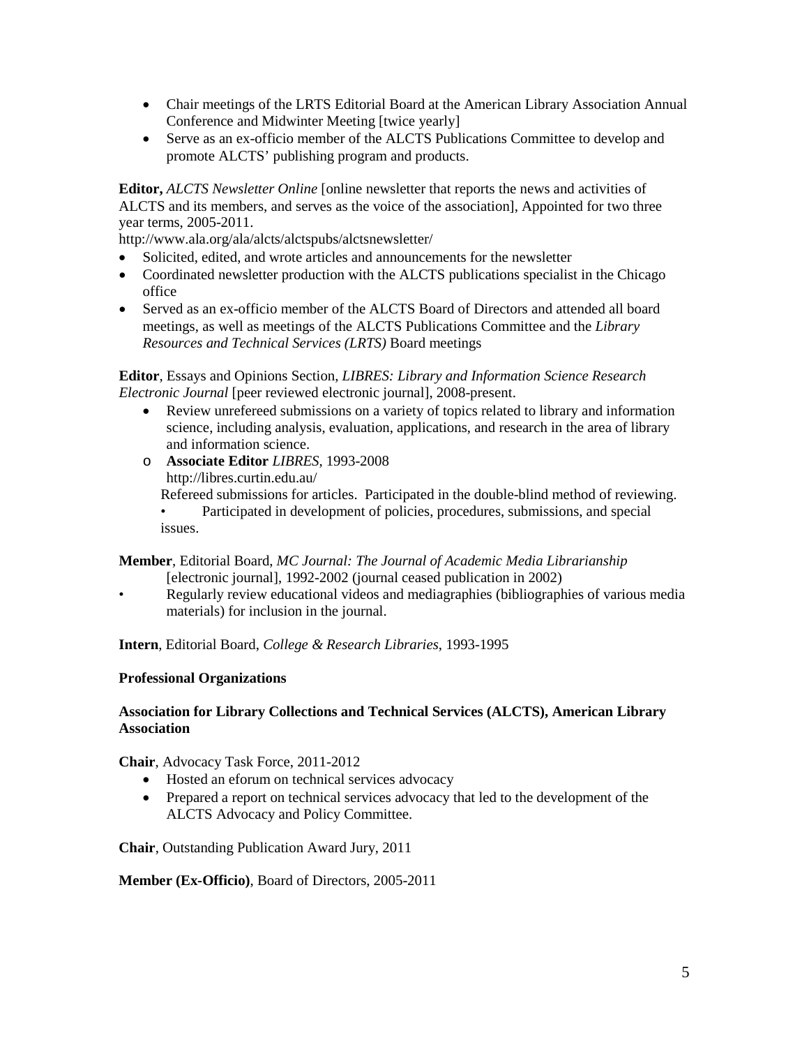- Chair meetings of the LRTS Editorial Board at the American Library Association Annual Conference and Midwinter Meeting [twice yearly]
- Serve as an ex-officio member of the ALCTS Publications Committee to develop and promote ALCTS' publishing program and products.

**Editor,** *ALCTS Newsletter Online* [online newsletter that reports the news and activities of ALCTS and its members, and serves as the voice of the association], Appointed for two three year terms, 2005-2011.
http://www.ala.org/ala/alcts/alctspubs/alctsnewsletter/

- Solicited, edited, and wrote articles and announcements for the newsletter
- Coordinated newsletter production with the ALCTS publications specialist in the Chicago office
- Served as an ex-officio member of the ALCTS Board of Directors and attended all board meetings, as well as meetings of the ALCTS Publications Committee and the *Library Resources and Technical Services (LRTS)* Board meetings

**Editor**, Essays and Opinions Section, *LIBRES: Library and Information Science Research Electronic Journal* [peer reviewed electronic journal], 2008-present.

- Review unrefereed submissions on a variety of topics related to library and information science, including analysis, evaluation, applications, and research in the area of library and information science.
  - **Associate Editor** *LIBRES*, 1993-2008
    http://libres.curtin.edu.au/
    Refereed submissions for articles. Participated in the double-blind method of reviewing.
    - Participated in development of policies, procedures, submissions, and special issues.

**Member**, Editorial Board, *MC Journal: The Journal of Academic Media Librarianship* [electronic journal], 1992-2002 (journal ceased publication in 2002)

- Regularly review educational videos and mediagraphies (bibliographies of various media materials) for inclusion in the journal.

**Intern**, Editorial Board, *College & Research Libraries*, 1993-1995

**Professional Organizations**

**Association for Library Collections and Technical Services (ALCTS), American Library Association**

**Chair**, Advocacy Task Force, 2011-2012

- Hosted an eforum on technical services advocacy
- Prepared a report on technical services advocacy that led to the development of the ALCTS Advocacy and Policy Committee.

**Chair**, Outstanding Publication Award Jury, 2011

**Member (Ex-Officio)**, Board of Directors, 2005-2011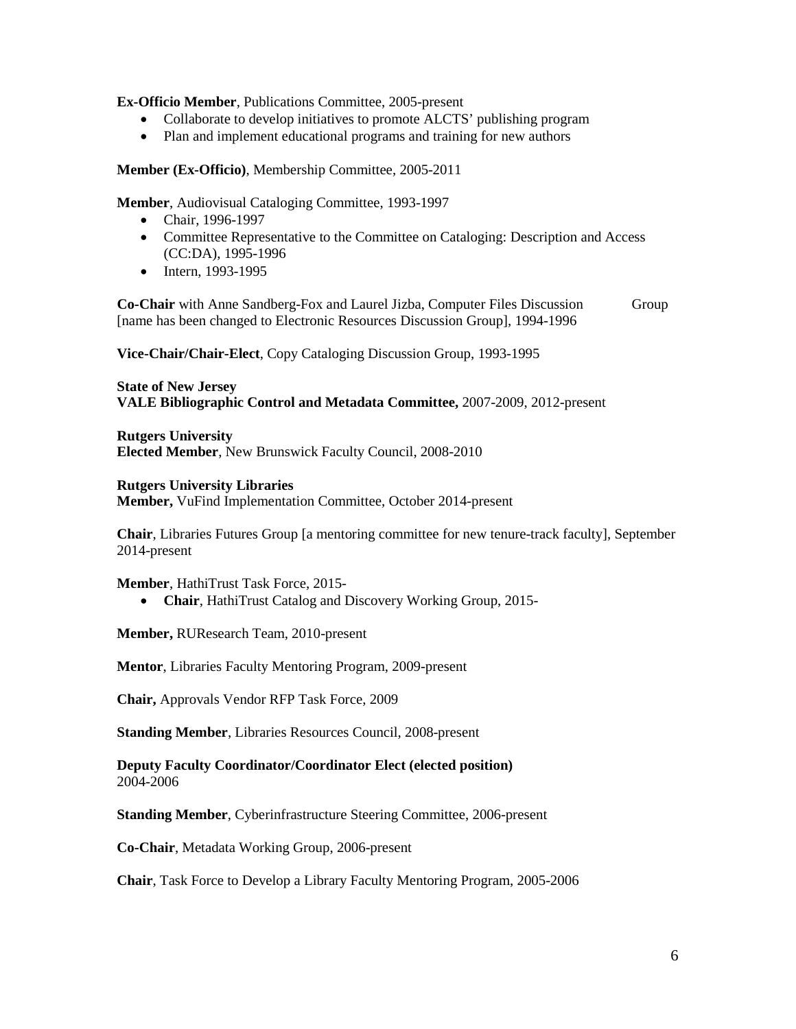**Ex-Officio Member**, Publications Committee, 2005-present

- Collaborate to develop initiatives to promote ALCTS' publishing program
- Plan and implement educational programs and training for new authors

**Member (Ex-Officio)**, Membership Committee, 2005-2011

**Member**, Audiovisual Cataloging Committee, 1993-1997

- Chair, 1996-1997
- Committee Representative to the Committee on Cataloging: Description and Access (CC:DA), 1995-1996
- Intern, 1993-1995

**Co-Chair** with Anne Sandberg-Fox and Laurel Jizba, Computer Files Discussion Group [name has been changed to Electronic Resources Discussion Group], 1994-1996

**Vice-Chair/Chair-Elect**, Copy Cataloging Discussion Group, 1993-1995

**State of New Jersey**
**VALE Bibliographic Control and Metadata Committee,** 2007-2009, 2012-present

**Rutgers University**
**Elected Member**, New Brunswick Faculty Council, 2008-2010

**Rutgers University Libraries**
**Member,** VuFind Implementation Committee, October 2014-present

**Chair**, Libraries Futures Group [a mentoring committee for new tenure-track faculty], September 2014-present

**Member**, HathiTrust Task Force, 2015-

- **Chair**, HathiTrust Catalog and Discovery Working Group, 2015-

**Member,** RUResearch Team, 2010-present

**Mentor**, Libraries Faculty Mentoring Program, 2009-present

**Chair,** Approvals Vendor RFP Task Force, 2009

**Standing Member**, Libraries Resources Council, 2008-present

**Deputy Faculty Coordinator/Coordinator Elect (elected position)**
2004-2006

**Standing Member**, Cyberinfrastructure Steering Committee, 2006-present

**Co-Chair**, Metadata Working Group, 2006-present

**Chair**, Task Force to Develop a Library Faculty Mentoring Program, 2005-2006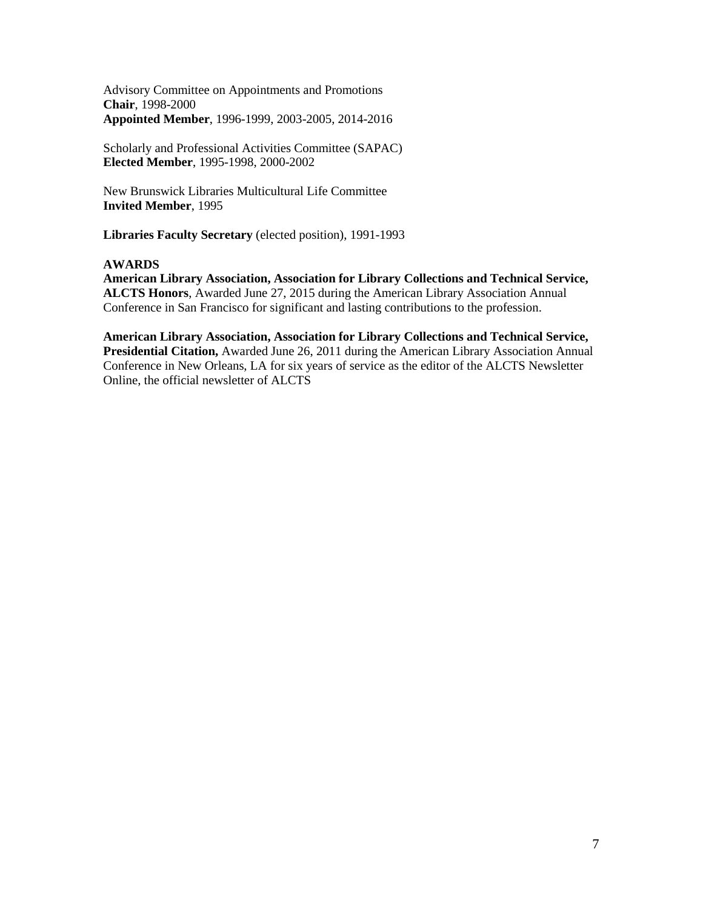Advisory Committee on Appointments and Promotions
**Chair**, 1998-2000
**Appointed Member**, 1996-1999, 2003-2005, 2014-2016

Scholarly and Professional Activities Committee (SAPAC)
**Elected Member**, 1995-1998, 2000-2002

New Brunswick Libraries Multicultural Life Committee
**Invited Member**, 1995

**Libraries Faculty Secretary** (elected position), 1991-1993

**AWARDS**

**American Library Association, Association for Library Collections and Technical Service, ALCTS Honors**, Awarded June 27, 2015 during the American Library Association Annual Conference in San Francisco for significant and lasting contributions to the profession.

**American Library Association, Association for Library Collections and Technical Service, Presidential Citation,** Awarded June 26, 2011 during the American Library Association Annual Conference in New Orleans, LA for six years of service as the editor of the ALCTS Newsletter Online, the official newsletter of ALCTS